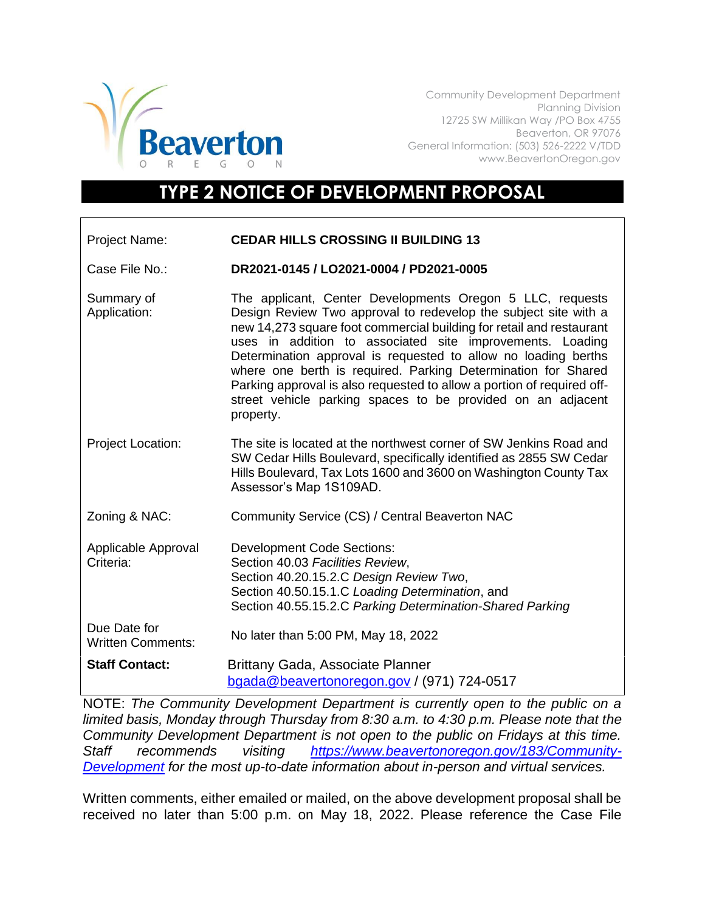Beaverton
OREGON

Community Development Department
Planning Division
12725 SW Millikan Way /PO Box 4755
Beaverton, OR 97076
General Information: (503) 526-2222 V/TDD
www.BeavertonOregon.gov

# TYPE 2 NOTICE OF DEVELOPMENT PROPOSAL

| | |
|---|---|
| Project Name: | **CEDAR HILLS CROSSING II BUILDING 13** |
| Case File No.: | **DR2021-0145 / LO2021-0004 / PD2021-0005** |
| Summary of Application: | The applicant, Center Developments Oregon 5 LLC, requests Design Review Two approval to redevelop the subject site with a new 14,273 square foot commercial building for retail and restaurant uses in addition to associated site improvements. Loading Determination approval is requested to allow no loading berths where one berth is required. Parking Determination for Shared Parking approval is also requested to allow a portion of required off-street vehicle parking spaces to be provided on an adjacent property. |
| Project Location: | The site is located at the northwest corner of SW Jenkins Road and SW Cedar Hills Boulevard, specifically identified as 2855 SW Cedar Hills Boulevard, Tax Lots 1600 and 3600 on Washington County Tax Assessor's Map 1S109AD. |
| Zoning & NAC: | Community Service (CS) / Central Beaverton NAC |
| Applicable Approval Criteria: | Development Code Sections:<br>Section 40.03 *Facilities Review*,<br>Section 40.20.15.2.C *Design Review Two*,<br>Section 40.50.15.1.C *Loading Determination*, and<br>Section 40.55.15.2.C *Parking Determination-Shared Parking* |
| Due Date for Written Comments: | No later than 5:00 PM, May 18, 2022 |
| **Staff Contact:** | Brittany Gada, Associate Planner<br>bgada@beavertonoregon.gov / (971) 724-0517 |

NOTE: *The Community Development Department is currently open to the public on a limited basis, Monday through Thursday from 8:30 a.m. to 4:30 p.m. Please note that the Community Development Department is not open to the public on Fridays at this time. Staff recommends visiting https://www.beavertonoregon.gov/183/Community-Development for the most up-to-date information about in-person and virtual services.*

Written comments, either emailed or mailed, on the above development proposal shall be received no later than 5:00 p.m. on May 18, 2022. Please reference the Case File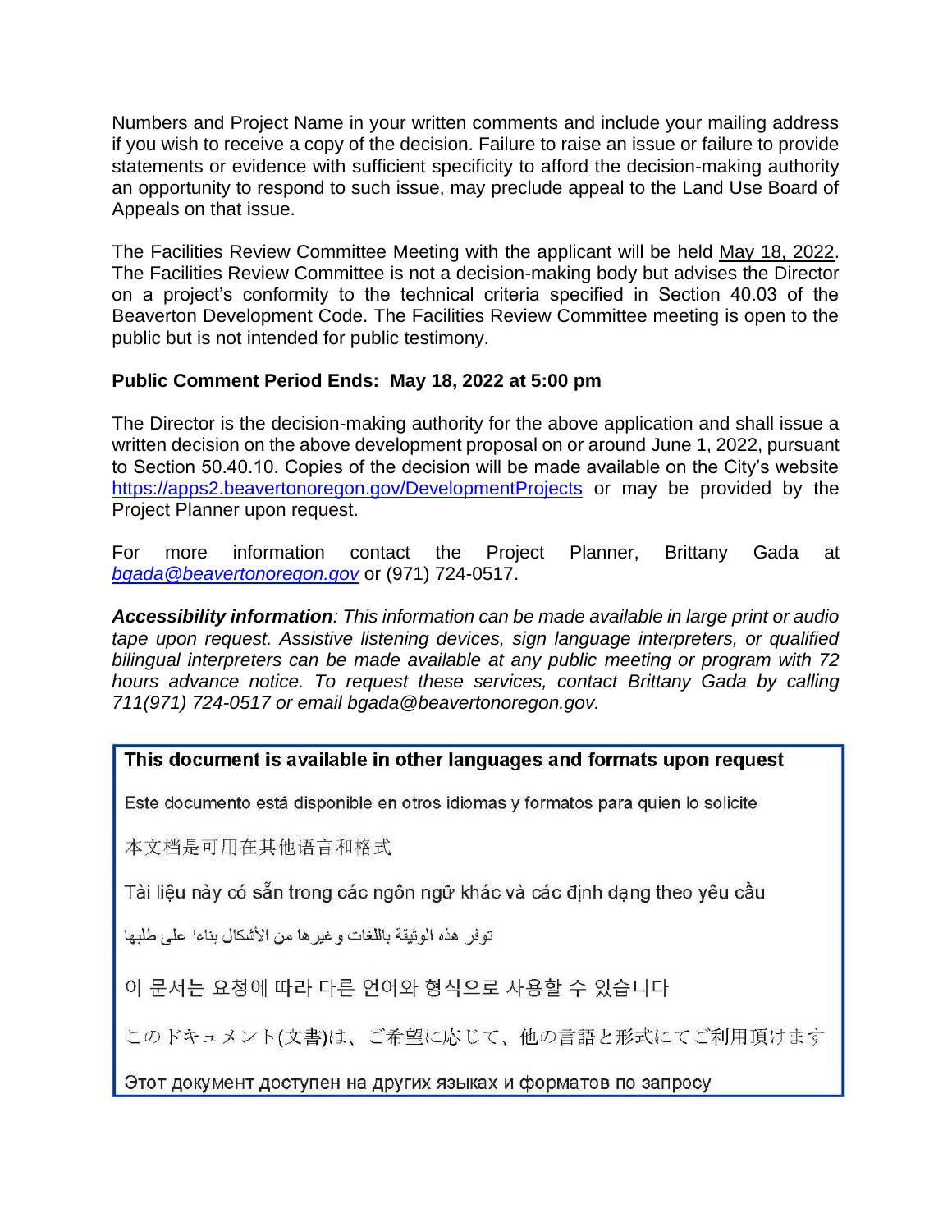Numbers and Project Name in your written comments and include your mailing address if you wish to receive a copy of the decision. Failure to raise an issue or failure to provide statements or evidence with sufficient specificity to afford the decision-making authority an opportunity to respond to such issue, may preclude appeal to the Land Use Board of Appeals on that issue.

The Facilities Review Committee Meeting with the applicant will be held May 18, 2022. The Facilities Review Committee is not a decision-making body but advises the Director on a project's conformity to the technical criteria specified in Section 40.03 of the Beaverton Development Code. The Facilities Review Committee meeting is open to the public but is not intended for public testimony.

**Public Comment Period Ends: May 18, 2022 at 5:00 pm**

The Director is the decision-making authority for the above application and shall issue a written decision on the above development proposal on or around June 1, 2022, pursuant to Section 50.40.10. Copies of the decision will be made available on the City's website https://apps2.beavertonoregon.gov/DevelopmentProjects or may be provided by the Project Planner upon request.

For more information contact the Project Planner, Brittany Gada at *bgada@beavertonoregon.gov* or (971) 724-0517.

***Accessibility information**: This information can be made available in large print or audio tape upon request. Assistive listening devices, sign language interpreters, or qualified bilingual interpreters can be made available at any public meeting or program with 72 hours advance notice. To request these services, contact Brittany Gada by calling 711(971) 724-0517 or email bgada@beavertonoregon.gov.*

**This document is available in other languages and formats upon request**

Este documento está disponible en otros idiomas y formatos para quien lo solicite

本文档是可用在其他语言和格式

Tài liệu này có sẵn trong các ngôn ngữ khác và các định dạng theo yêu cầu

توفر هذه الوثيقة باللغات وغيرها من الأشكال بناءا على طلبها

이 문서는 요청에 따라 다른 언어와 형식으로 사용할 수 있습니다

このドキュメント(文書)は、ご希望に応じて、他の言語と形式にてご利用頂けます

Этот документ доступен на других языках и форматов по запросу